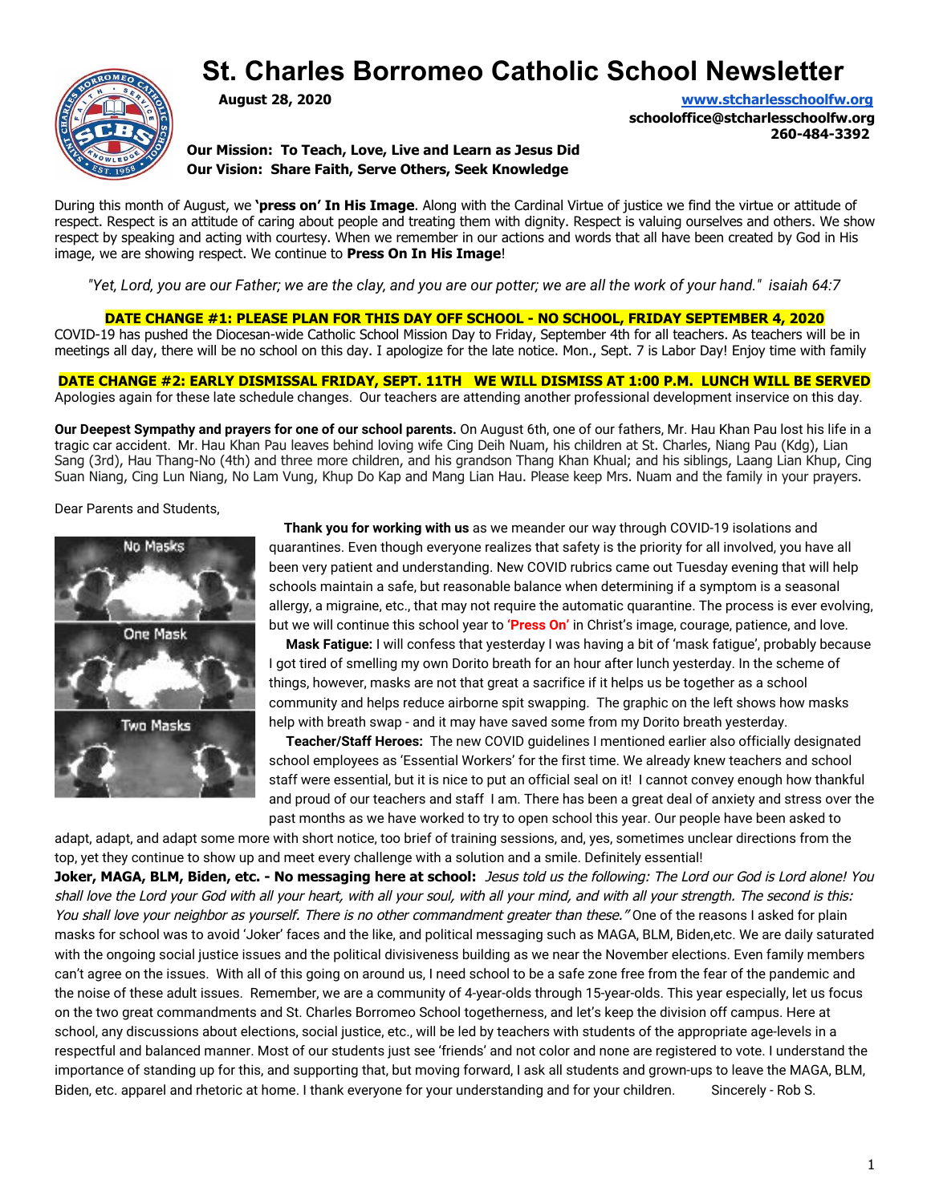# St. Charles Borromeo Catholic School Newsletter

**August 28, 2020**

**www.stcharlesschoolfw.org**
**schooloffice@stcharlesschoolfw.org**
**260-484-3392**

**Our Mission: To Teach, Love, Live and Learn as Jesus Did**
**Our Vision: Share Faith, Serve Others, Seek Knowledge**

During this month of August, we **'press on' In His Image**. Along with the Cardinal Virtue of justice we find the virtue or attitude of respect. Respect is an attitude of caring about people and treating them with dignity. Respect is valuing ourselves and others. We show respect by speaking and acting with courtesy. When we remember in our actions and words that all have been created by God in His image, we are showing respect. We continue to **Press On In His Image**!

*"Yet, Lord, you are our Father; we are the clay, and you are our potter; we are all the work of your hand." isaiah 64:7*

**DATE CHANGE #1: PLEASE PLAN FOR THIS DAY OFF SCHOOL - NO SCHOOL, FRIDAY SEPTEMBER 4, 2020**

COVID-19 has pushed the Diocesan-wide Catholic School Mission Day to Friday, September 4th for all teachers. As teachers will be in meetings all day, there will be no school on this day. I apologize for the late notice. Mon., Sept. 7 is Labor Day! Enjoy time with family

**DATE CHANGE #2: EARLY DISMISSAL FRIDAY, SEPT. 11TH WE WILL DISMISS AT 1:00 P.M. LUNCH WILL BE SERVED**

Apologies again for these late schedule changes. Our teachers are attending another professional development inservice on this day.

**Our Deepest Sympathy and prayers for one of our school parents.** On August 6th, one of our fathers, Mr. Hau Khan Pau lost his life in a tragic car accident. Mr. Hau Khan Pau leaves behind loving wife Cing Deih Nuam, his children at St. Charles, Niang Pau (Kdg), Lian Sang (3rd), Hau Thang-No (4th) and three more children, and his grandson Thang Khan Khual; and his siblings, Laang Lian Khup, Cing Suan Niang, Cing Lun Niang, No Lam Vung, Khup Do Kap and Mang Lian Hau. Please keep Mrs. Nuam and the family in your prayers.

Dear Parents and Students,

No Masks

One Mask

Two Masks

**Thank you for working with us** as we meander our way through COVID-19 isolations and quarantines. Even though everyone realizes that safety is the priority for all involved, you have all been very patient and understanding. New COVID rubrics came out Tuesday evening that will help schools maintain a safe, but reasonable balance when determining if a symptom is a seasonal allergy, a migraine, etc., that may not require the automatic quarantine. The process is ever evolving, but we will continue this school year to **'Press On'** in Christ's image, courage, patience, and love.

**Mask Fatigue:** I will confess that yesterday I was having a bit of 'mask fatigue', probably because I got tired of smelling my own Dorito breath for an hour after lunch yesterday. In the scheme of things, however, masks are not that great a sacrifice if it helps us be together as a school community and helps reduce airborne spit swapping. The graphic on the left shows how masks help with breath swap - and it may have saved some from my Dorito breath yesterday.

**Teacher/Staff Heroes:** The new COVID guidelines I mentioned earlier also officially designated school employees as 'Essential Workers' for the first time. We already knew teachers and school staff were essential, but it is nice to put an official seal on it! I cannot convey enough how thankful and proud of our teachers and staff I am. There has been a great deal of anxiety and stress over the past months as we have worked to try to open school this year. Our people have been asked to adapt, adapt, and adapt some more with short notice, too brief of training sessions, and, yes, sometimes unclear directions from the top, yet they continue to show up and meet every challenge with a solution and a smile. Definitely essential!

**Joker, MAGA, BLM, Biden, etc. - No messaging here at school:** *Jesus told us the following: The Lord our God is Lord alone! You shall love the Lord your God with all your heart, with all your soul, with all your mind, and with all your strength. The second is this: You shall love your neighbor as yourself. There is no other commandment greater than these."* One of the reasons I asked for plain masks for school was to avoid 'Joker' faces and the like, and political messaging such as MAGA, BLM, Biden,etc. We are daily saturated with the ongoing social justice issues and the political divisiveness building as we near the November elections. Even family members can't agree on the issues. With all of this going on around us, I need school to be a safe zone free from the fear of the pandemic and the noise of these adult issues. Remember, we are a community of 4-year-olds through 15-year-olds. This year especially, let us focus on the two great commandments and St. Charles Borromeo School togetherness, and let's keep the division off campus. Here at school, any discussions about elections, social justice, etc., will be led by teachers with students of the appropriate age-levels in a respectful and balanced manner. Most of our students just see 'friends' and not color and none are registered to vote. I understand the importance of standing up for this, and supporting that, but moving forward, I ask all students and grown-ups to leave the MAGA, BLM, Biden, etc. apparel and rhetoric at home. I thank everyone for your understanding and for your children. Sincerely - Rob S.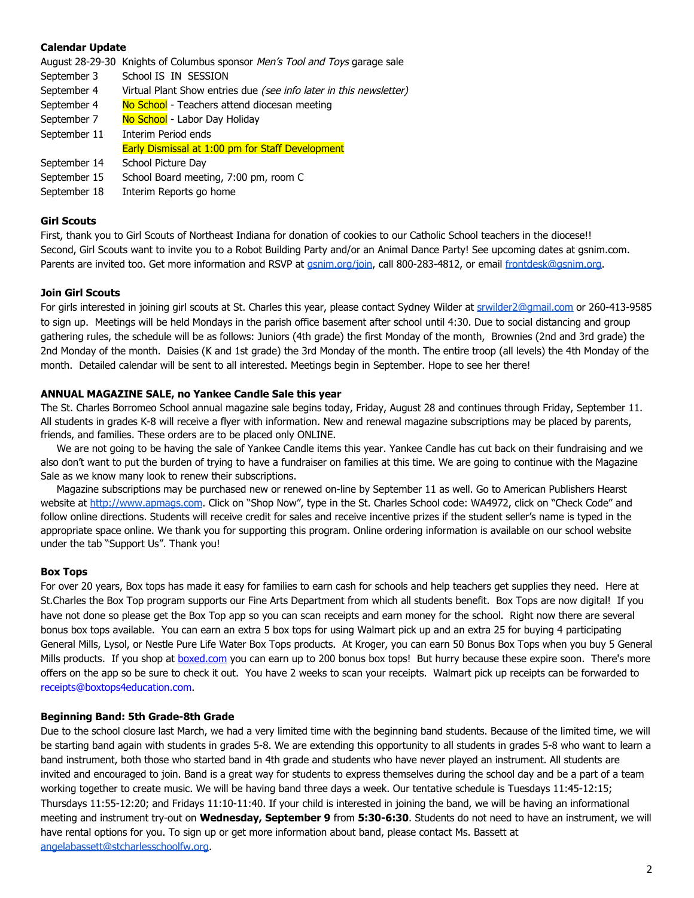**Calendar Update**

| | |
|---|---|
| August 28-29-30 | Knights of Columbus sponsor *Men's Tool and Toys* garage sale |
| September 3 | School IS IN SESSION |
| September 4 | Virtual Plant Show entries due *(see info later in this newsletter)* |
| September 4 | No School - Teachers attend diocesan meeting |
| September 7 | No School - Labor Day Holiday |
| September 11 | Interim Period ends |
| | Early Dismissal at 1:00 pm for Staff Development |
| September 14 | School Picture Day |
| September 15 | School Board meeting, 7:00 pm, room C |
| September 18 | Interim Reports go home |

**Girl Scouts**

First, thank you to Girl Scouts of Northeast Indiana for donation of cookies to our Catholic School teachers in the diocese!! Second, Girl Scouts want to invite you to a Robot Building Party and/or an Animal Dance Party! See upcoming dates at gsnim.com. Parents are invited too. Get more information and RSVP at gsnim.org/join, call 800-283-4812, or email frontdesk@gsnim.org.

**Join Girl Scouts**

For girls interested in joining girl scouts at St. Charles this year, please contact Sydney Wilder at srwilder2@gmail.com or 260-413-9585 to sign up. Meetings will be held Mondays in the parish office basement after school until 4:30. Due to social distancing and group gathering rules, the schedule will be as follows: Juniors (4th grade) the first Monday of the month, Brownies (2nd and 3rd grade) the 2nd Monday of the month. Daisies (K and 1st grade) the 3rd Monday of the month. The entire troop (all levels) the 4th Monday of the month. Detailed calendar will be sent to all interested. Meetings begin in September. Hope to see her there!

**ANNUAL MAGAZINE SALE, no Yankee Candle Sale this year**

The St. Charles Borromeo School annual magazine sale begins today, Friday, August 28 and continues through Friday, September 11. All students in grades K-8 will receive a flyer with information. New and renewal magazine subscriptions may be placed by parents, friends, and families. These orders are to be placed only ONLINE.

We are not going to be having the sale of Yankee Candle items this year. Yankee Candle has cut back on their fundraising and we also don't want to put the burden of trying to have a fundraiser on families at this time. We are going to continue with the Magazine Sale as we know many look to renew their subscriptions.

Magazine subscriptions may be purchased new or renewed on-line by September 11 as well. Go to American Publishers Hearst website at http://www.apmags.com. Click on "Shop Now", type in the St. Charles School code: WA4972, click on "Check Code" and follow online directions. Students will receive credit for sales and receive incentive prizes if the student seller's name is typed in the appropriate space online. We thank you for supporting this program. Online ordering information is available on our school website under the tab "Support Us". Thank you!

**Box Tops**

For over 20 years, Box tops has made it easy for families to earn cash for schools and help teachers get supplies they need. Here at St.Charles the Box Top program supports our Fine Arts Department from which all students benefit. Box Tops are now digital! If you have not done so please get the Box Top app so you can scan receipts and earn money for the school. Right now there are several bonus box tops available. You can earn an extra 5 box tops for using Walmart pick up and an extra 25 for buying 4 participating General Mills, Lysol, or Nestle Pure Life Water Box Tops products. At Kroger, you can earn 50 Bonus Box Tops when you buy 5 General Mills products. If you shop at boxed.com you can earn up to 200 bonus box tops! But hurry because these expire soon. There's more offers on the app so be sure to check it out. You have 2 weeks to scan your receipts. Walmart pick up receipts can be forwarded to receipts@boxtops4education.com.

**Beginning Band: 5th Grade-8th Grade**

Due to the school closure last March, we had a very limited time with the beginning band students. Because of the limited time, we will be starting band again with students in grades 5-8. We are extending this opportunity to all students in grades 5-8 who want to learn a band instrument, both those who started band in 4th grade and students who have never played an instrument. All students are invited and encouraged to join. Band is a great way for students to express themselves during the school day and be a part of a team working together to create music. We will be having band three days a week. Our tentative schedule is Tuesdays 11:45-12:15; Thursdays 11:55-12:20; and Fridays 11:10-11:40. If your child is interested in joining the band, we will be having an informational meeting and instrument try-out on **Wednesday, September 9** from **5:30-6:30**. Students do not need to have an instrument, we will have rental options for you. To sign up or get more information about band, please contact Ms. Bassett at angelabassett@stcharlesschoolfw.org.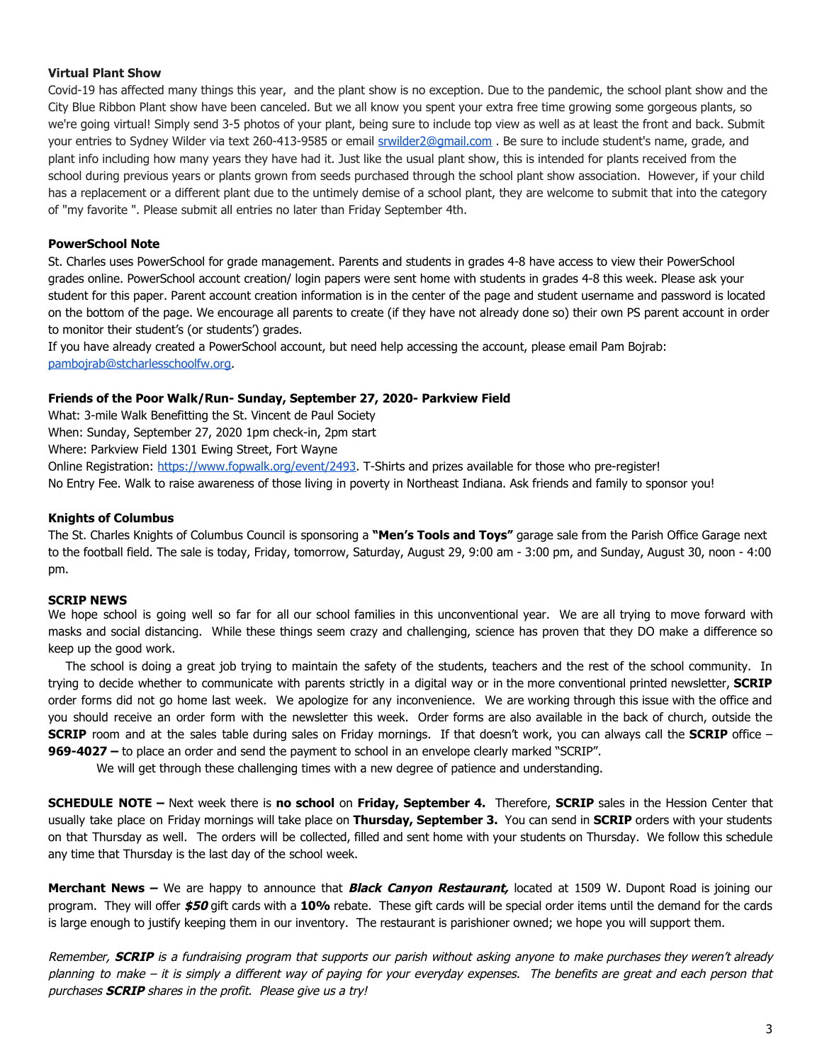**Virtual Plant Show**

Covid-19 has affected many things this year, and the plant show is no exception. Due to the pandemic, the school plant show and the City Blue Ribbon Plant show have been canceled. But we all know you spent your extra free time growing some gorgeous plants, so we're going virtual! Simply send 3-5 photos of your plant, being sure to include top view as well as at least the front and back. Submit your entries to Sydney Wilder via text 260-413-9585 or email srwilder2@gmail.com . Be sure to include student's name, grade, and plant info including how many years they have had it. Just like the usual plant show, this is intended for plants received from the school during previous years or plants grown from seeds purchased through the school plant show association. However, if your child has a replacement or a different plant due to the untimely demise of a school plant, they are welcome to submit that into the category of "my favorite ". Please submit all entries no later than Friday September 4th.

**PowerSchool Note**

St. Charles uses PowerSchool for grade management. Parents and students in grades 4-8 have access to view their PowerSchool grades online. PowerSchool account creation/ login papers were sent home with students in grades 4-8 this week. Please ask your student for this paper. Parent account creation information is in the center of the page and student username and password is located on the bottom of the page. We encourage all parents to create (if they have not already done so) their own PS parent account in order to monitor their student's (or students') grades.

If you have already created a PowerSchool account, but need help accessing the account, please email Pam Bojrab: pambojrab@stcharlesschoolfw.org.

**Friends of the Poor Walk/Run- Sunday, September 27, 2020- Parkview Field**

What: 3-mile Walk Benefitting the St. Vincent de Paul Society
When: Sunday, September 27, 2020 1pm check-in, 2pm start
Where: Parkview Field 1301 Ewing Street, Fort Wayne
Online Registration: https://www.fopwalk.org/event/2493. T-Shirts and prizes available for those who pre-register!
No Entry Fee. Walk to raise awareness of those living in poverty in Northeast Indiana. Ask friends and family to sponsor you!

**Knights of Columbus**

The St. Charles Knights of Columbus Council is sponsoring a **"Men's Tools and Toys"** garage sale from the Parish Office Garage next to the football field. The sale is today, Friday, tomorrow, Saturday, August 29, 9:00 am - 3:00 pm, and Sunday, August 30, noon - 4:00 pm.

**SCRIP NEWS**

We hope school is going well so far for all our school families in this unconventional year. We are all trying to move forward with masks and social distancing. While these things seem crazy and challenging, science has proven that they DO make a difference so keep up the good work.

The school is doing a great job trying to maintain the safety of the students, teachers and the rest of the school community. In trying to decide whether to communicate with parents strictly in a digital way or in the more conventional printed newsletter, **SCRIP** order forms did not go home last week. We apologize for any inconvenience. We are working through this issue with the office and you should receive an order form with the newsletter this week. Order forms are also available in the back of church, outside the **SCRIP** room and at the sales table during sales on Friday mornings. If that doesn't work, you can always call the **SCRIP** office – **969-4027 –** to place an order and send the payment to school in an envelope clearly marked "SCRIP".

We will get through these challenging times with a new degree of patience and understanding.

**SCHEDULE NOTE –** Next week there is **no school** on **Friday, September 4.** Therefore, **SCRIP** sales in the Hession Center that usually take place on Friday mornings will take place on **Thursday, September 3.** You can send in **SCRIP** orders with your students on that Thursday as well. The orders will be collected, filled and sent home with your students on Thursday. We follow this schedule any time that Thursday is the last day of the school week.

**Merchant News –** We are happy to announce that ***Black Canyon Restaurant,*** located at 1509 W. Dupont Road is joining our program. They will offer ***$50*** gift cards with a **10%** rebate. These gift cards will be special order items until the demand for the cards is large enough to justify keeping them in our inventory. The restaurant is parishioner owned; we hope you will support them.

*Remember, **SCRIP** is a fundraising program that supports our parish without asking anyone to make purchases they weren't already planning to make – it is simply a different way of paying for your everyday expenses. The benefits are great and each person that purchases **SCRIP** shares in the profit. Please give us a try!*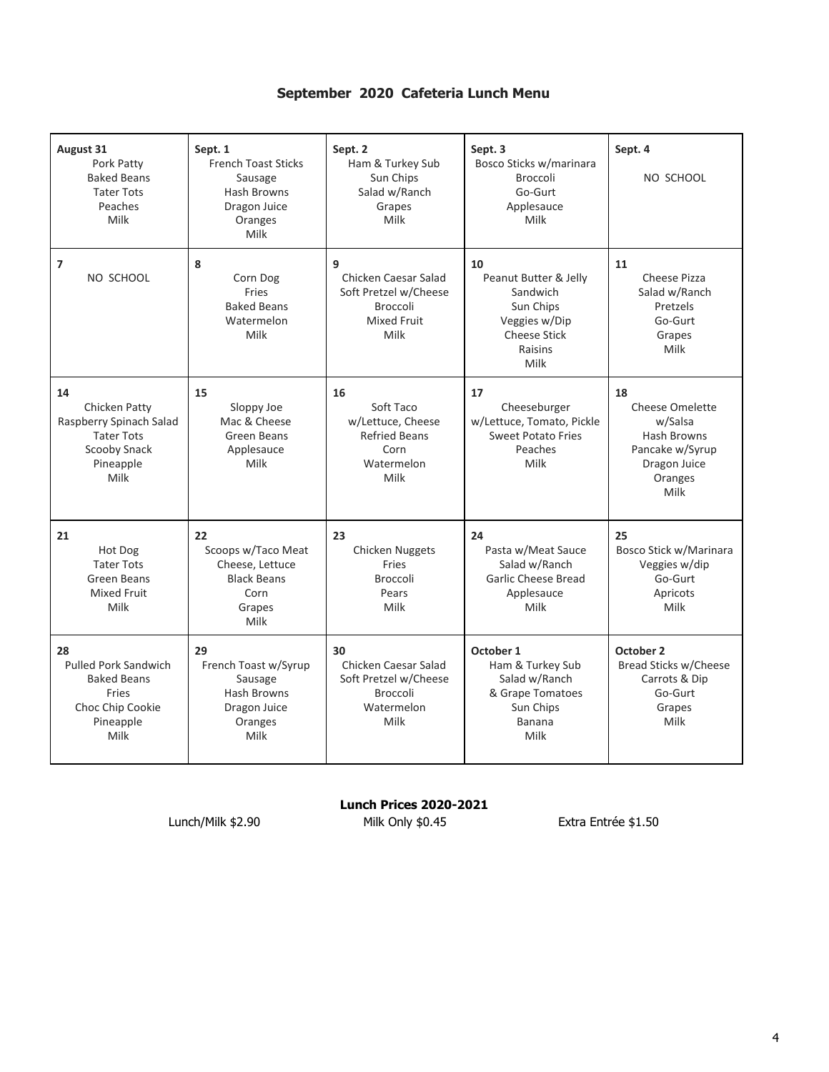# September 2020 Cafeteria Lunch Menu

| | | | | |
|---|---|---|---|---|
| **August 31**<br>Pork Patty<br>Baked Beans<br>Tater Tots<br>Peaches<br>Milk | **Sept. 1**<br>French Toast Sticks<br>Sausage<br>Hash Browns<br>Dragon Juice<br>Oranges<br>Milk | **Sept. 2**<br>Ham & Turkey Sub<br>Sun Chips<br>Salad w/Ranch<br>Grapes<br>Milk | **Sept. 3**<br>Bosco Sticks w/marinara<br>Broccoli<br>Go-Gurt<br>Applesauce<br>Milk | **Sept. 4**<br>NO SCHOOL |
| **7**<br>NO SCHOOL | **8**<br>Corn Dog<br>Fries<br>Baked Beans<br>Watermelon<br>Milk | **9**<br>Chicken Caesar Salad<br>Soft Pretzel w/Cheese<br>Broccoli<br>Mixed Fruit<br>Milk | **10**<br>Peanut Butter & Jelly Sandwich<br>Sun Chips<br>Veggies w/Dip<br>Cheese Stick<br>Raisins<br>Milk | **11**<br>Cheese Pizza<br>Salad w/Ranch<br>Pretzels<br>Go-Gurt<br>Grapes<br>Milk |
| **14**<br>Chicken Patty<br>Raspberry Spinach Salad<br>Tater Tots<br>Scooby Snack<br>Pineapple<br>Milk | **15**<br>Sloppy Joe<br>Mac & Cheese<br>Green Beans<br>Applesauce<br>Milk | **16**<br>Soft Taco<br>w/Lettuce, Cheese<br>Refried Beans<br>Corn<br>Watermelon<br>Milk | **17**<br>Cheeseburger<br>w/Lettuce, Tomato, Pickle<br>Sweet Potato Fries<br>Peaches<br>Milk | **18**<br>Cheese Omelette<br>w/Salsa<br>Hash Browns<br>Pancake w/Syrup<br>Dragon Juice<br>Oranges<br>Milk |
| **21**<br>Hot Dog<br>Tater Tots<br>Green Beans<br>Mixed Fruit<br>Milk | **22**<br>Scoops w/Taco Meat<br>Cheese, Lettuce<br>Black Beans<br>Corn<br>Grapes<br>Milk | **23**<br>Chicken Nuggets<br>Fries<br>Broccoli<br>Pears<br>Milk | **24**<br>Pasta w/Meat Sauce<br>Salad w/Ranch<br>Garlic Cheese Bread<br>Applesauce<br>Milk | **25**<br>Bosco Stick w/Marinara<br>Veggies w/dip<br>Go-Gurt<br>Apricots<br>Milk |
| **28**<br>Pulled Pork Sandwich<br>Baked Beans<br>Fries<br>Choc Chip Cookie<br>Pineapple<br>Milk | **29**<br>French Toast w/Syrup<br>Sausage<br>Hash Browns<br>Dragon Juice<br>Oranges<br>Milk | **30**<br>Chicken Caesar Salad<br>Soft Pretzel w/Cheese<br>Broccoli<br>Watermelon<br>Milk | **October 1**<br>Ham & Turkey Sub<br>Salad w/Ranch<br>& Grape Tomatoes<br>Sun Chips<br>Banana<br>Milk | **October 2**<br>Bread Sticks w/Cheese<br>Carrots & Dip<br>Go-Gurt<br>Grapes<br>Milk |

**Lunch Prices 2020-2021**

Lunch/Milk $2.90 Milk Only $0.45 Extra Entrée $1.50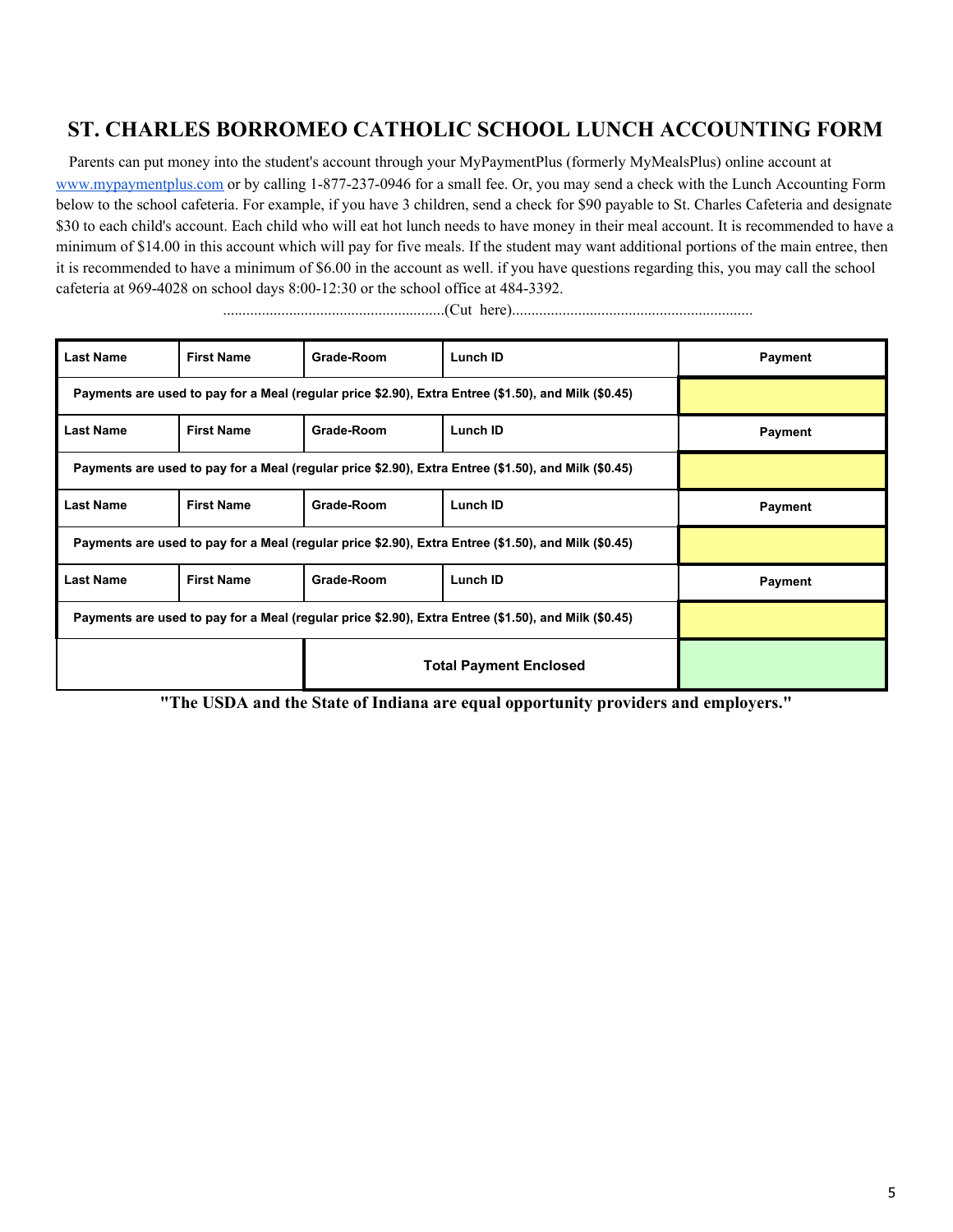# ST. CHARLES BORROMEO CATHOLIC SCHOOL LUNCH ACCOUNTING FORM

Parents can put money into the student's account through your MyPaymentPlus (formerly MyMealsPlus) online account at www.mypaymentplus.com or by calling 1-877-237-0946 for a small fee. Or, you may send a check with the Lunch Accounting Form below to the school cafeteria. For example, if you have 3 children, send a check for $90 payable to St. Charles Cafeteria and designate $30 to each child's account. Each child who will eat hot lunch needs to have money in their meal account. It is recommended to have a minimum of $14.00 in this account which will pay for five meals. If the student may want additional portions of the main entree, then it is recommended to have a minimum of $6.00 in the account as well. if you have questions regarding this, you may call the school cafeteria at 969-4028 on school days 8:00-12:30 or the school office at 484-3392.

........................................................(Cut here)..............................................................

| Last Name | First Name | Grade-Room | Lunch ID | Payment |
|---|---|---|---|---|
| Payments are used to pay for a Meal (regular price $2.90), Extra Entree ($1.50), and Milk ($0.45) | | | | |
| Last Name | First Name | Grade-Room | Lunch ID | Payment |
| Payments are used to pay for a Meal (regular price $2.90), Extra Entree ($1.50), and Milk ($0.45) | | | | |
| Last Name | First Name | Grade-Room | Lunch ID | Payment |
| Payments are used to pay for a Meal (regular price $2.90), Extra Entree ($1.50), and Milk ($0.45) | | | | |
| Last Name | First Name | Grade-Room | Lunch ID | Payment |
| Payments are used to pay for a Meal (regular price $2.90), Extra Entree ($1.50), and Milk ($0.45) | | | | |
| | | Total Payment Enclosed | | |

**"The USDA and the State of Indiana are equal opportunity providers and employers."**